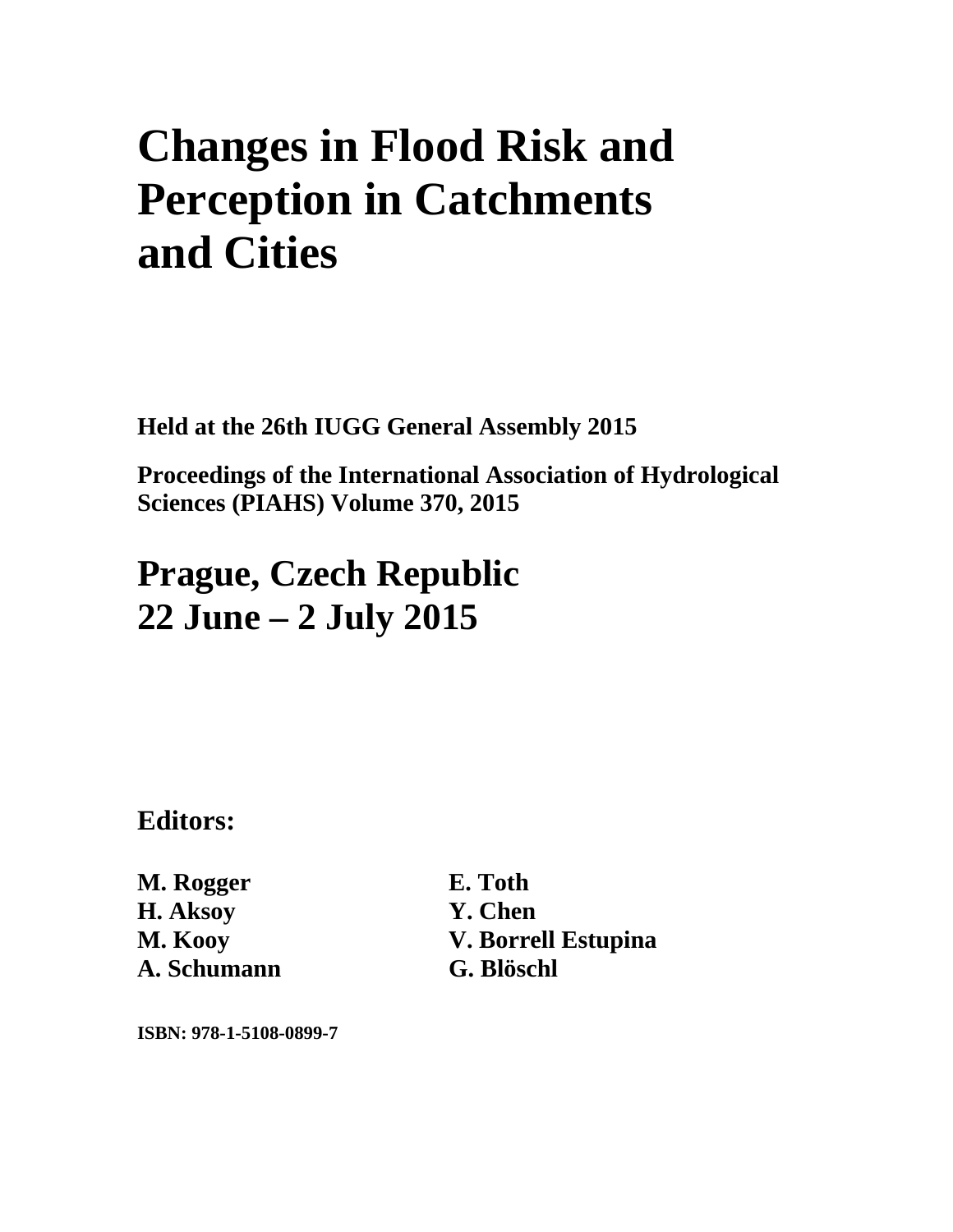# Changes in Flood Risk and Perception in Catchments and Cities

**Held at the 26th IUGG General Assembly 2015**

**Proceedings of the International Association of Hydrological Sciences (PIAHS) Volume 370, 2015**

## Prague, Czech Republic
## 22 June – 2 July 2015

### Editors:

**M. Rogger**
**H. Aksoy**
**M. Kooy**
**A. Schumann**
**E. Toth**
**Y. Chen**
**V. Borrell Estupina**
**G. Blöschl**

**ISBN: 978-1-5108-0899-7**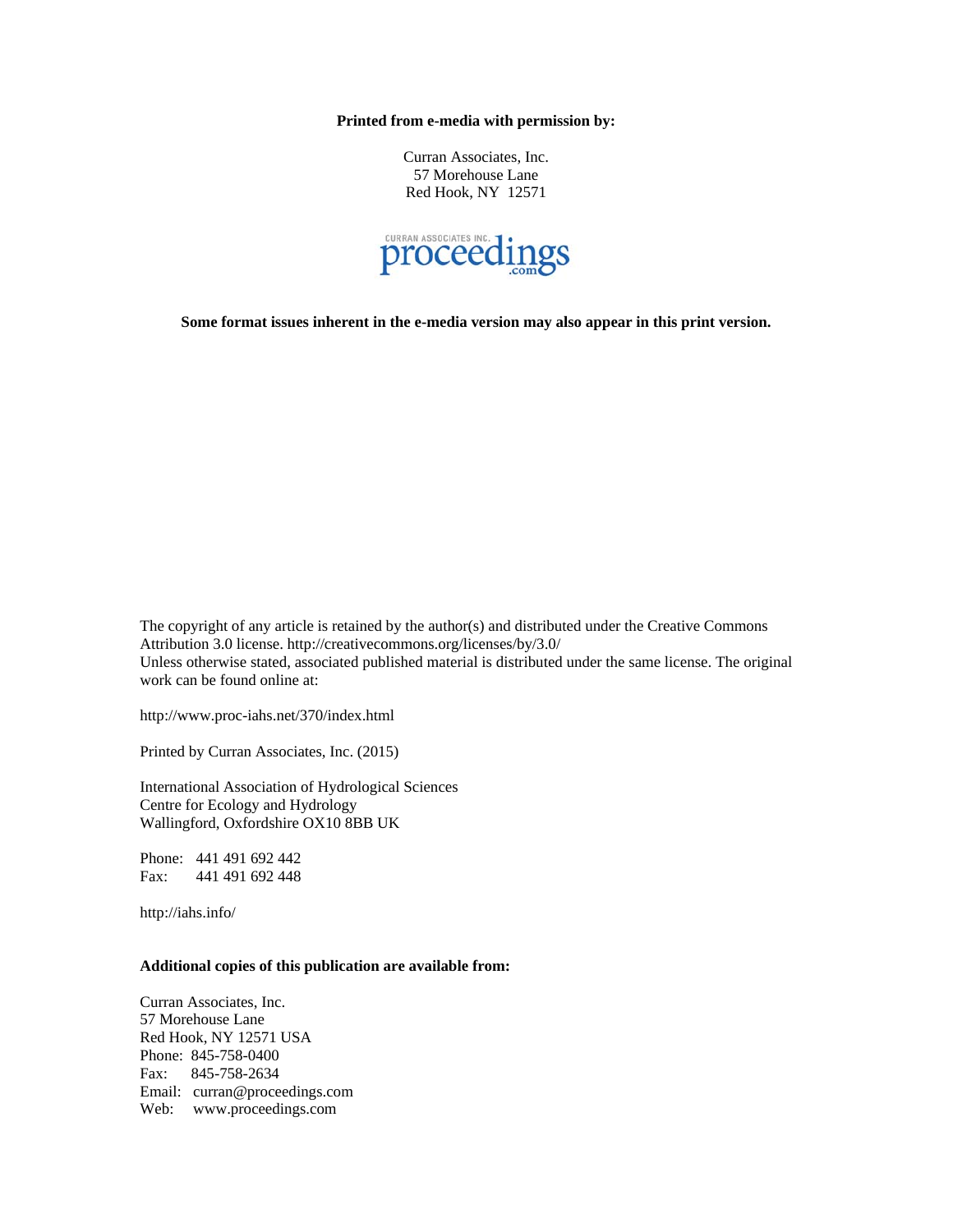**Printed from e-media with permission by:**

Curran Associates, Inc.
57 Morehouse Lane
Red Hook, NY 12571

proceedings.com

**Some format issues inherent in the e-media version may also appear in this print version.**

The copyright of any article is retained by the author(s) and distributed under the Creative Commons Attribution 3.0 license. http://creativecommons.org/licenses/by/3.0/
Unless otherwise stated, associated published material is distributed under the same license. The original work can be found online at:

http://www.proc-iahs.net/370/index.html

Printed by Curran Associates, Inc. (2015)

International Association of Hydrological Sciences
Centre for Ecology and Hydrology
Wallingford, Oxfordshire OX10 8BB UK

Phone: 441 491 692 442
Fax: 441 491 692 448

http://iahs.info/

**Additional copies of this publication are available from:**

Curran Associates, Inc.
57 Morehouse Lane
Red Hook, NY 12571 USA
Phone: 845-758-0400
Fax: 845-758-2634
Email: curran@proceedings.com
Web: www.proceedings.com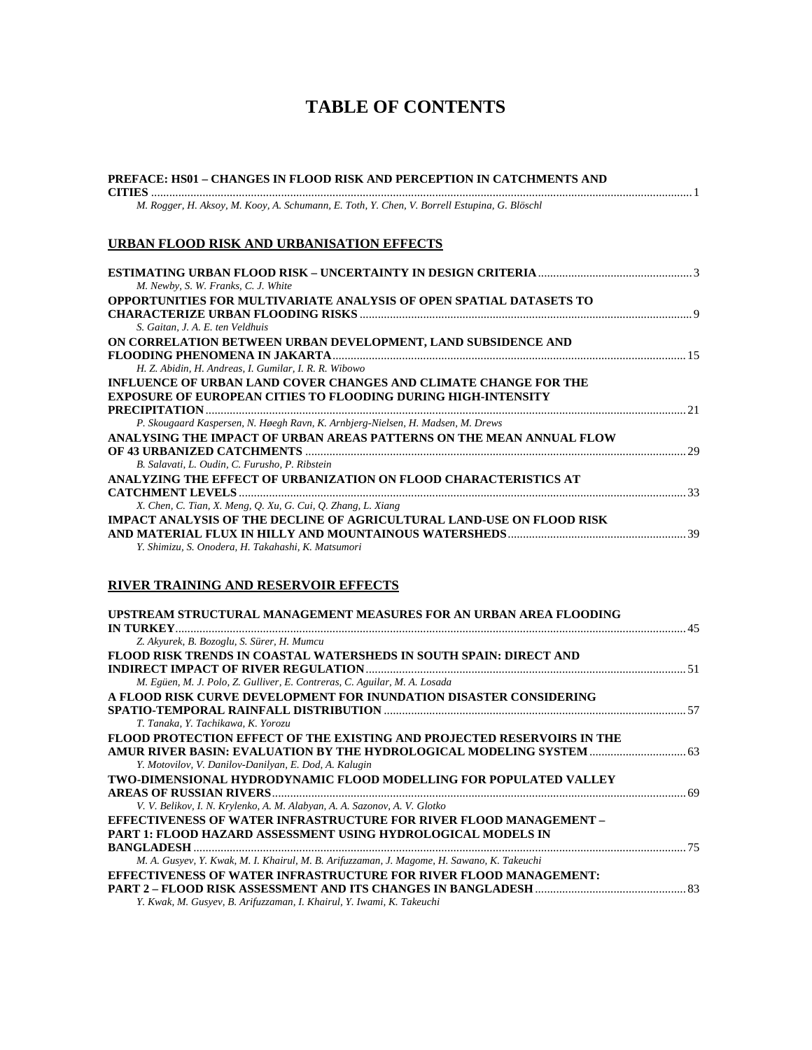# TABLE OF CONTENTS

**PREFACE: HS01 – CHANGES IN FLOOD RISK AND PERCEPTION IN CATCHMENTS AND CITIES** ..... 1
*M. Rogger, H. Aksoy, M. Kooy, A. Schumann, E. Toth, Y. Chen, V. Borrell Estupina, G. Blöschl*

## URBAN FLOOD RISK AND URBANISATION EFFECTS

**ESTIMATING URBAN FLOOD RISK – UNCERTAINTY IN DESIGN CRITERIA** ..... 3
*M. Newby, S. W. Franks, C. J. White*

**OPPORTUNITIES FOR MULTIVARIATE ANALYSIS OF OPEN SPATIAL DATASETS TO CHARACTERIZE URBAN FLOODING RISKS** ..... 9
*S. Gaitan, J. A. E. ten Veldhuis*

**ON CORRELATION BETWEEN URBAN DEVELOPMENT, LAND SUBSIDENCE AND FLOODING PHENOMENA IN JAKARTA** ..... 15
*H. Z. Abidin, H. Andreas, I. Gumilar, I. R. R. Wibowo*

**INFLUENCE OF URBAN LAND COVER CHANGES AND CLIMATE CHANGE FOR THE EXPOSURE OF EUROPEAN CITIES TO FLOODING DURING HIGH-INTENSITY PRECIPITATION** ..... 21
*P. Skougaard Kaspersen, N. Høegh Ravn, K. Arnbjerg-Nielsen, H. Madsen, M. Drews*

**ANALYSING THE IMPACT OF URBAN AREAS PATTERNS ON THE MEAN ANNUAL FLOW OF 43 URBANIZED CATCHMENTS** ..... 29
*B. Salavati, L. Oudin, C. Furusho, P. Ribstein*

**ANALYZING THE EFFECT OF URBANIZATION ON FLOOD CHARACTERISTICS AT CATCHMENT LEVELS** ..... 33
*X. Chen, C. Tian, X. Meng, Q. Xu, G. Cui, Q. Zhang, L. Xiang*

**IMPACT ANALYSIS OF THE DECLINE OF AGRICULTURAL LAND-USE ON FLOOD RISK AND MATERIAL FLUX IN HILLY AND MOUNTAINOUS WATERSHEDS** ..... 39
*Y. Shimizu, S. Onodera, H. Takahashi, K. Matsumori*

## RIVER TRAINING AND RESERVOIR EFFECTS

**UPSTREAM STRUCTURAL MANAGEMENT MEASURES FOR AN URBAN AREA FLOODING IN TURKEY** ..... 45
*Z. Akyurek, B. Bozoglu, S. Sürer, H. Mumcu*

**FLOOD RISK TRENDS IN COASTAL WATERSHEDS IN SOUTH SPAIN: DIRECT AND INDIRECT IMPACT OF RIVER REGULATION** ..... 51
*M. Egüen, M. J. Polo, Z. Gulliver, E. Contreras, C. Aguilar, M. A. Losada*

**A FLOOD RISK CURVE DEVELOPMENT FOR INUNDATION DISASTER CONSIDERING SPATIO-TEMPORAL RAINFALL DISTRIBUTION** ..... 57
*T. Tanaka, Y. Tachikawa, K. Yorozu*

**FLOOD PROTECTION EFFECT OF THE EXISTING AND PROJECTED RESERVOIRS IN THE AMUR RIVER BASIN: EVALUATION BY THE HYDROLOGICAL MODELING SYSTEM** ..... 63
*Y. Motovilov, V. Danilov-Danilyan, E. Dod, A. Kalugin*

**TWO-DIMENSIONAL HYDRODYNAMIC FLOOD MODELLING FOR POPULATED VALLEY AREAS OF RUSSIAN RIVERS** ..... 69
*V. V. Belikov, I. N. Krylenko, A. M. Alabyan, A. A. Sazonov, A. V. Glotko*

**EFFECTIVENESS OF WATER INFRASTRUCTURE FOR RIVER FLOOD MANAGEMENT – PART 1: FLOOD HAZARD ASSESSMENT USING HYDROLOGICAL MODELS IN BANGLADESH** ..... 75
*M. A. Gusyev, Y. Kwak, M. I. Khairul, M. B. Arifuzzaman, J. Magome, H. Sawano, K. Takeuchi*

**EFFECTIVENESS OF WATER INFRASTRUCTURE FOR RIVER FLOOD MANAGEMENT: PART 2 – FLOOD RISK ASSESSMENT AND ITS CHANGES IN BANGLADESH** ..... 83
*Y. Kwak, M. Gusyev, B. Arifuzzaman, I. Khairul, Y. Iwami, K. Takeuchi*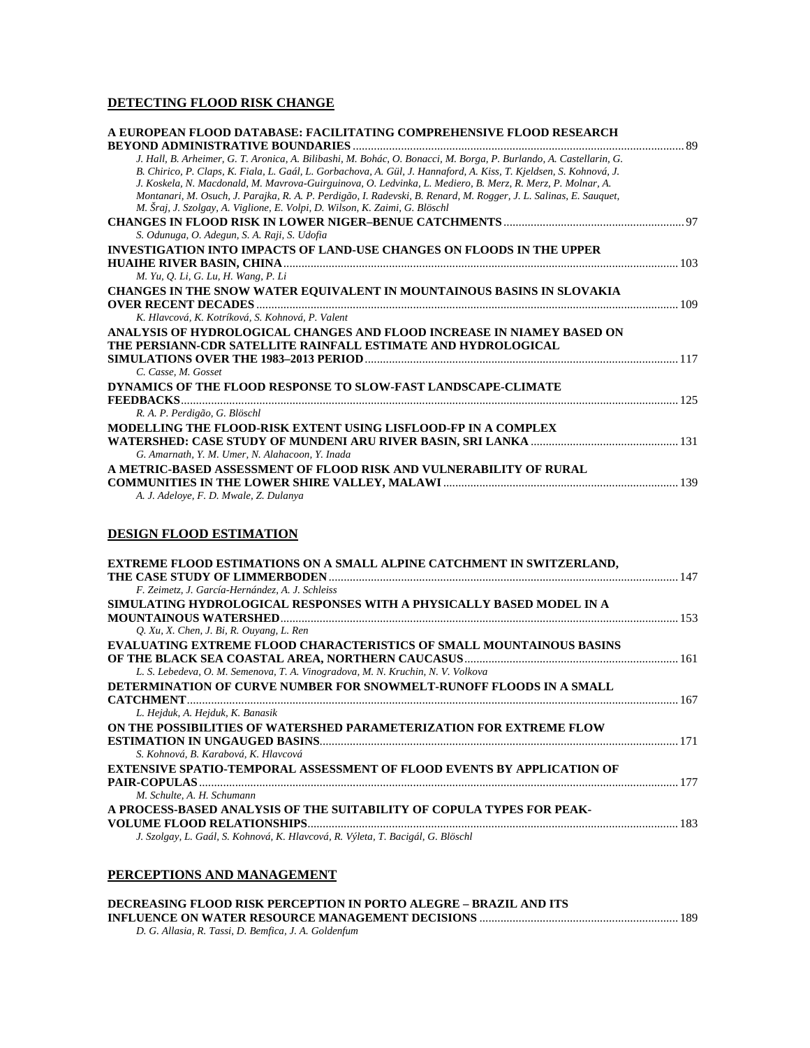## DETECTING FLOOD RISK CHANGE

**A EUROPEAN FLOOD DATABASE: FACILITATING COMPREHENSIVE FLOOD RESEARCH BEYOND ADMINISTRATIVE BOUNDARIES** ........ 89
*J. Hall, B. Arheimer, G. T. Aronica, A. Bilibashi, M. Bohác, O. Bonacci, M. Borga, P. Burlando, A. Castellarin, G. B. Chirico, P. Claps, K. Fiala, L. Gaál, L. Gorbachova, A. Gül, J. Hannaford, A. Kiss, T. Kjeldsen, S. Kohnová, J. J. Koskela, N. Macdonald, M. Mavrova-Guirguinova, O. Ledvinka, L. Mediero, B. Merz, R. Merz, P. Molnar, A. Montanari, M. Osuch, J. Parajka, R. A. P. Perdigão, I. Radevski, B. Renard, M. Rogger, J. L. Salinas, E. Sauquet, M. Šraj, J. Szolgay, A. Viglione, E. Volpi, D. Wilson, K. Zaimi, G. Blöschl*

**CHANGES IN FLOOD RISK IN LOWER NIGER–BENUE CATCHMENTS** ........ 97
*S. Odunuga, O. Adegun, S. A. Raji, S. Udofia*

**INVESTIGATION INTO IMPACTS OF LAND-USE CHANGES ON FLOODS IN THE UPPER HUAIHE RIVER BASIN, CHINA** ........ 103
*M. Yu, Q. Li, G. Lu, H. Wang, P. Li*

**CHANGES IN THE SNOW WATER EQUIVALENT IN MOUNTAINOUS BASINS IN SLOVAKIA OVER RECENT DECADES** ........ 109
*K. Hlavcová, K. Kotríková, S. Kohnová, P. Valent*

**ANALYSIS OF HYDROLOGICAL CHANGES AND FLOOD INCREASE IN NIAMEY BASED ON THE PERSIANN-CDR SATELLITE RAINFALL ESTIMATE AND HYDROLOGICAL SIMULATIONS OVER THE 1983–2013 PERIOD** ........ 117
*C. Casse, M. Gosset*

**DYNAMICS OF THE FLOOD RESPONSE TO SLOW-FAST LANDSCAPE-CLIMATE FEEDBACKS** ........ 125
*R. A. P. Perdigão, G. Blöschl*

**MODELLING THE FLOOD-RISK EXTENT USING LISFLOOD-FP IN A COMPLEX WATERSHED: CASE STUDY OF MUNDENI ARU RIVER BASIN, SRI LANKA** ........ 131
*G. Amarnath, Y. M. Umer, N. Alahacoon, Y. Inada*

**A METRIC-BASED ASSESSMENT OF FLOOD RISK AND VULNERABILITY OF RURAL COMMUNITIES IN THE LOWER SHIRE VALLEY, MALAWI** ........ 139
*A. J. Adeloye, F. D. Mwale, Z. Dulanya*

## DESIGN FLOOD ESTIMATION

**EXTREME FLOOD ESTIMATIONS ON A SMALL ALPINE CATCHMENT IN SWITZERLAND, THE CASE STUDY OF LIMMERBODEN** ........ 147
*F. Zeimetz, J. García-Hernández, A. J. Schleiss*

**SIMULATING HYDROLOGICAL RESPONSES WITH A PHYSICALLY BASED MODEL IN A MOUNTAINOUS WATERSHED** ........ 153
*Q. Xu, X. Chen, J. Bi, R. Ouyang, L. Ren*

**EVALUATING EXTREME FLOOD CHARACTERISTICS OF SMALL MOUNTAINOUS BASINS OF THE BLACK SEA COASTAL AREA, NORTHERN CAUCASUS** ........ 161
*L. S. Lebedeva, O. M. Semenova, T. A. Vinogradova, M. N. Kruchin, N. V. Volkova*

**DETERMINATION OF CURVE NUMBER FOR SNOWMELT-RUNOFF FLOODS IN A SMALL CATCHMENT** ........ 167
*L. Hejduk, A. Hejduk, K. Banasik*

**ON THE POSSIBILITIES OF WATERSHED PARAMETERIZATION FOR EXTREME FLOW ESTIMATION IN UNGAUGED BASINS** ........ 171
*S. Kohnová, B. Karabová, K. Hlavcová*

**EXTENSIVE SPATIO-TEMPORAL ASSESSMENT OF FLOOD EVENTS BY APPLICATION OF PAIR-COPULAS** ........ 177
*M. Schulte, A. H. Schumann*

**A PROCESS-BASED ANALYSIS OF THE SUITABILITY OF COPULA TYPES FOR PEAK-VOLUME FLOOD RELATIONSHIPS** ........ 183
*J. Szolgay, L. Gaál, S. Kohnová, K. Hlavcová, R. Výleta, T. Bacigál, G. Blöschl*

## PERCEPTIONS AND MANAGEMENT

**DECREASING FLOOD RISK PERCEPTION IN PORTO ALEGRE – BRAZIL AND ITS INFLUENCE ON WATER RESOURCE MANAGEMENT DECISIONS** ........ 189
*D. G. Allasia, R. Tassi, D. Bemfica, J. A. Goldenfum*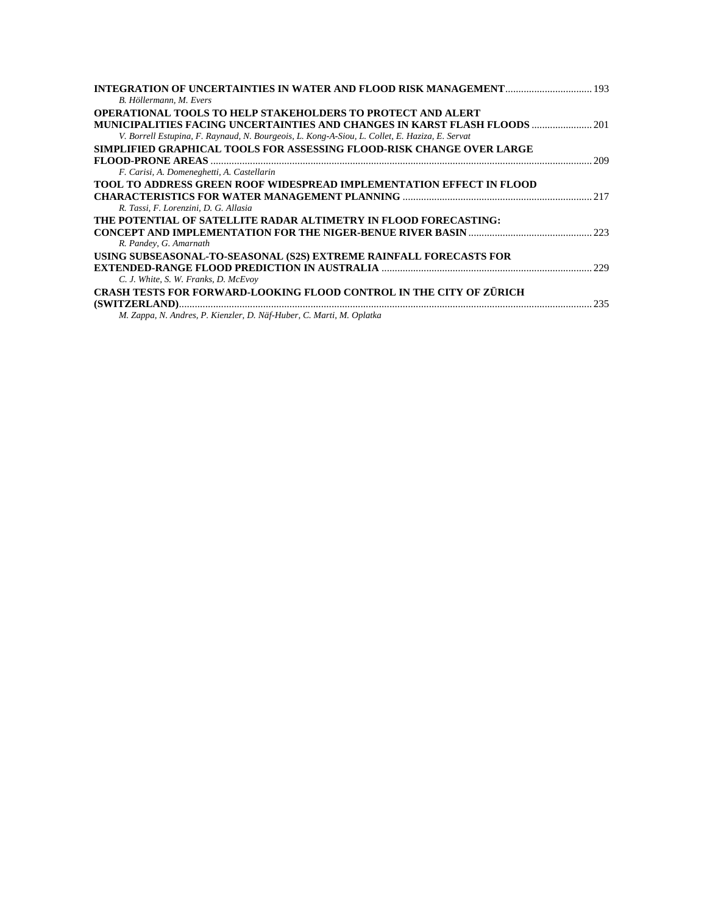**INTEGRATION OF UNCERTAINTIES IN WATER AND FLOOD RISK MANAGEMENT** ................................ 193
*B. Höllermann, M. Evers*

**OPERATIONAL TOOLS TO HELP STAKEHOLDERS TO PROTECT AND ALERT MUNICIPALITIES FACING UNCERTAINTIES AND CHANGES IN KARST FLASH FLOODS** ...................... 201
*V. Borrell Estupina, F. Raynaud, N. Bourgeois, L. Kong-A-Siou, L. Collet, E. Haziza, E. Servat*

**SIMPLIFIED GRAPHICAL TOOLS FOR ASSESSING FLOOD-RISK CHANGE OVER LARGE FLOOD-PRONE AREAS** ................................................................................................................................ 209
*F. Carisi, A. Domeneghetti, A. Castellarin*

**TOOL TO ADDRESS GREEN ROOF WIDESPREAD IMPLEMENTATION EFFECT IN FLOOD CHARACTERISTICS FOR WATER MANAGEMENT PLANNING** ....................................................................... 217
*R. Tassi, F. Lorenzini, D. G. Allasia*

**THE POTENTIAL OF SATELLITE RADAR ALTIMETRY IN FLOOD FORECASTING: CONCEPT AND IMPLEMENTATION FOR THE NIGER-BENUE RIVER BASIN** .............................................. 223
*R. Pandey, G. Amarnath*

**USING SUBSEASONAL-TO-SEASONAL (S2S) EXTREME RAINFALL FORECASTS FOR EXTENDED-RANGE FLOOD PREDICTION IN AUSTRALIA** ............................................................................... 229
*C. J. White, S. W. Franks, D. McEvoy*

**CRASH TESTS FOR FORWARD-LOOKING FLOOD CONTROL IN THE CITY OF ZÜRICH (SWITZERLAND)** ................................................................................................................................ 235
*M. Zappa, N. Andres, P. Kienzler, D. Näf-Huber, C. Marti, M. Oplatka*